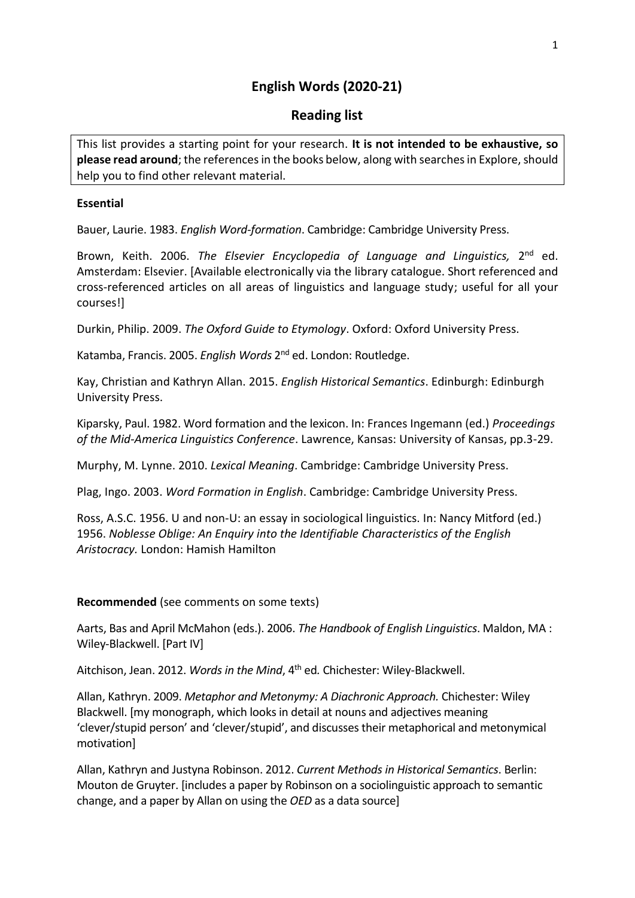# English Words (2020-21)

## Reading list

This list provides a starting point for your research. **It is not intended to be exhaustive, so please read around**; the references in the books below, along with searches in Explore, should help you to find other relevant material.

**Essential**

Bauer, Laurie. 1983. *English Word-formation*. Cambridge: Cambridge University Press.

Brown, Keith. 2006. *The Elsevier Encyclopedia of Language and Linguistics,* 2nd ed. Amsterdam: Elsevier. [Available electronically via the library catalogue. Short referenced and cross-referenced articles on all areas of linguistics and language study; useful for all your courses!]

Durkin, Philip. 2009. *The Oxford Guide to Etymology*. Oxford: Oxford University Press.

Katamba, Francis. 2005. *English Words* 2nd ed. London: Routledge.

Kay, Christian and Kathryn Allan. 2015. *English Historical Semantics*. Edinburgh: Edinburgh University Press.

Kiparsky, Paul. 1982. Word formation and the lexicon. In: Frances Ingemann (ed.) *Proceedings of the Mid-America Linguistics Conference*. Lawrence, Kansas: University of Kansas, pp.3-29.

Murphy, M. Lynne. 2010. *Lexical Meaning*. Cambridge: Cambridge University Press.

Plag, Ingo. 2003. *Word Formation in English*. Cambridge: Cambridge University Press.

Ross, A.S.C. 1956. U and non-U: an essay in sociological linguistics. In: Nancy Mitford (ed.) 1956. *Noblesse Oblige: An Enquiry into the Identifiable Characteristics of the English Aristocracy.* London: Hamish Hamilton

**Recommended** (see comments on some texts)

Aarts, Bas and April McMahon (eds.). 2006. *The Handbook of English Linguistics*. Maldon, MA : Wiley-Blackwell. [Part IV]

Aitchison, Jean. 2012. *Words in the Mind*, 4th ed*.* Chichester: Wiley-Blackwell.

Allan, Kathryn. 2009. *Metaphor and Metonymy: A Diachronic Approach.* Chichester: Wiley Blackwell. [my monograph, which looks in detail at nouns and adjectives meaning 'clever/stupid person' and 'clever/stupid', and discusses their metaphorical and metonymical motivation]

Allan, Kathryn and Justyna Robinson. 2012. *Current Methods in Historical Semantics*. Berlin: Mouton de Gruyter. [includes a paper by Robinson on a sociolinguistic approach to semantic change, and a paper by Allan on using the *OED* as a data source]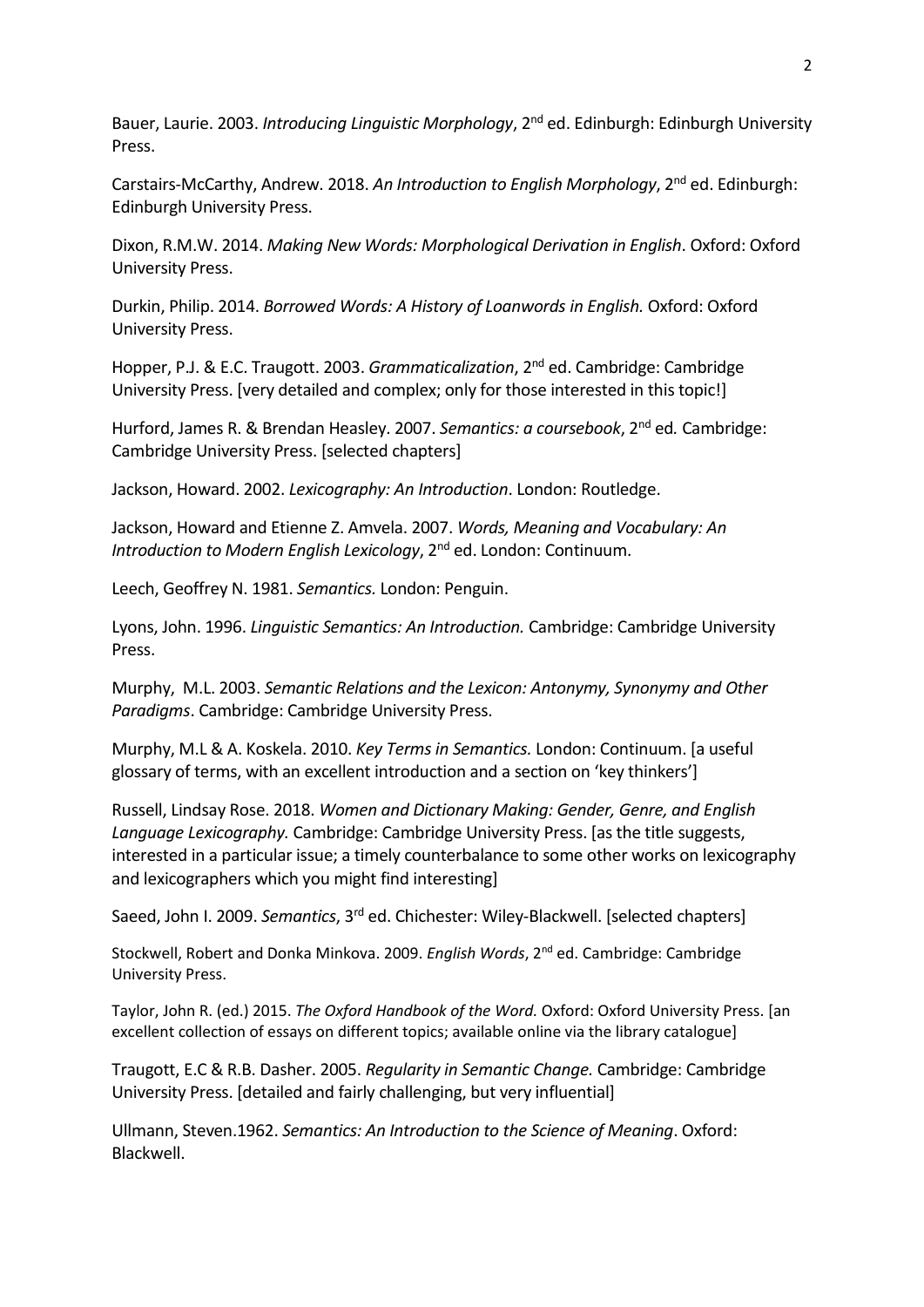Bauer, Laurie. 2003. *Introducing Linguistic Morphology*, 2nd ed. Edinburgh: Edinburgh University Press.

Carstairs-McCarthy, Andrew. 2018. *An Introduction to English Morphology*, 2nd ed. Edinburgh: Edinburgh University Press.

Dixon, R.M.W. 2014. *Making New Words: Morphological Derivation in English*. Oxford: Oxford University Press.

Durkin, Philip. 2014. *Borrowed Words: A History of Loanwords in English.* Oxford: Oxford University Press.

Hopper, P.J. & E.C. Traugott. 2003. *Grammaticalization*, 2nd ed. Cambridge: Cambridge University Press. [very detailed and complex; only for those interested in this topic!]

Hurford, James R. & Brendan Heasley. 2007. *Semantics: a coursebook*, 2nd ed*.* Cambridge: Cambridge University Press. [selected chapters]

Jackson, Howard. 2002. *Lexicography: An Introduction*. London: Routledge.

Jackson, Howard and Etienne Z. Amvela. 2007. *Words, Meaning and Vocabulary: An Introduction to Modern English Lexicology*, 2nd ed. London: Continuum.

Leech, Geoffrey N. 1981. *Semantics.* London: Penguin.

Lyons, John. 1996. *Linguistic Semantics: An Introduction.* Cambridge: Cambridge University Press.

Murphy, M.L. 2003. *Semantic Relations and the Lexicon: Antonymy, Synonymy and Other Paradigms*. Cambridge: Cambridge University Press.

Murphy, M.L & A. Koskela. 2010. *Key Terms in Semantics.* London: Continuum. [a useful glossary of terms, with an excellent introduction and a section on 'key thinkers']

Russell, Lindsay Rose. 2018. *Women and Dictionary Making: Gender, Genre, and English Language Lexicography.* Cambridge: Cambridge University Press. [as the title suggests, interested in a particular issue; a timely counterbalance to some other works on lexicography and lexicographers which you might find interesting]

Saeed, John I. 2009. *Semantics*, 3rd ed. Chichester: Wiley-Blackwell. [selected chapters]

Stockwell, Robert and Donka Minkova. 2009. *English Words*, 2nd ed. Cambridge: Cambridge University Press.

Taylor, John R. (ed.) 2015. *The Oxford Handbook of the Word.* Oxford: Oxford University Press. [an excellent collection of essays on different topics; available online via the library catalogue]

Traugott, E.C & R.B. Dasher. 2005. *Regularity in Semantic Change.* Cambridge: Cambridge University Press. [detailed and fairly challenging, but very influential]

Ullmann, Steven.1962. *Semantics: An Introduction to the Science of Meaning*. Oxford: Blackwell.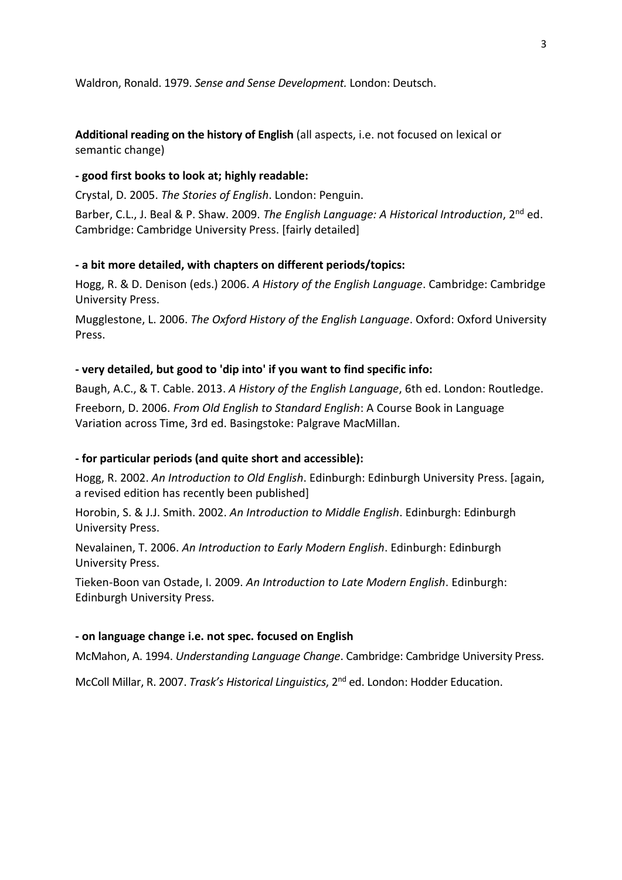Waldron, Ronald. 1979. *Sense and Sense Development.* London: Deutsch.

**Additional reading on the history of English** (all aspects, i.e. not focused on lexical or semantic change)

**- good first books to look at; highly readable:**

Crystal, D. 2005. *The Stories of English*. London: Penguin.

Barber, C.L., J. Beal & P. Shaw. 2009. *The English Language: A Historical Introduction*, 2nd ed. Cambridge: Cambridge University Press. [fairly detailed]

**- a bit more detailed, with chapters on different periods/topics:**

Hogg, R. & D. Denison (eds.) 2006. *A History of the English Language*. Cambridge: Cambridge University Press.

Mugglestone, L. 2006. *The Oxford History of the English Language*. Oxford: Oxford University Press.

**- very detailed, but good to 'dip into' if you want to find specific info:**

Baugh, A.C., & T. Cable. 2013. *A History of the English Language*, 6th ed. London: Routledge.

Freeborn, D. 2006. *From Old English to Standard English*: A Course Book in Language Variation across Time, 3rd ed. Basingstoke: Palgrave MacMillan.

**- for particular periods (and quite short and accessible):**

Hogg, R. 2002. *An Introduction to Old English*. Edinburgh: Edinburgh University Press. [again, a revised edition has recently been published]

Horobin, S. & J.J. Smith. 2002. *An Introduction to Middle English*. Edinburgh: Edinburgh University Press.

Nevalainen, T. 2006. *An Introduction to Early Modern English*. Edinburgh: Edinburgh University Press.

Tieken-Boon van Ostade, I. 2009. *An Introduction to Late Modern English*. Edinburgh: Edinburgh University Press.

**- on language change i.e. not spec. focused on English**

McMahon, A. 1994. *Understanding Language Change*. Cambridge: Cambridge University Press.

McColl Millar, R. 2007. *Trask's Historical Linguistics*, 2nd ed. London: Hodder Education.